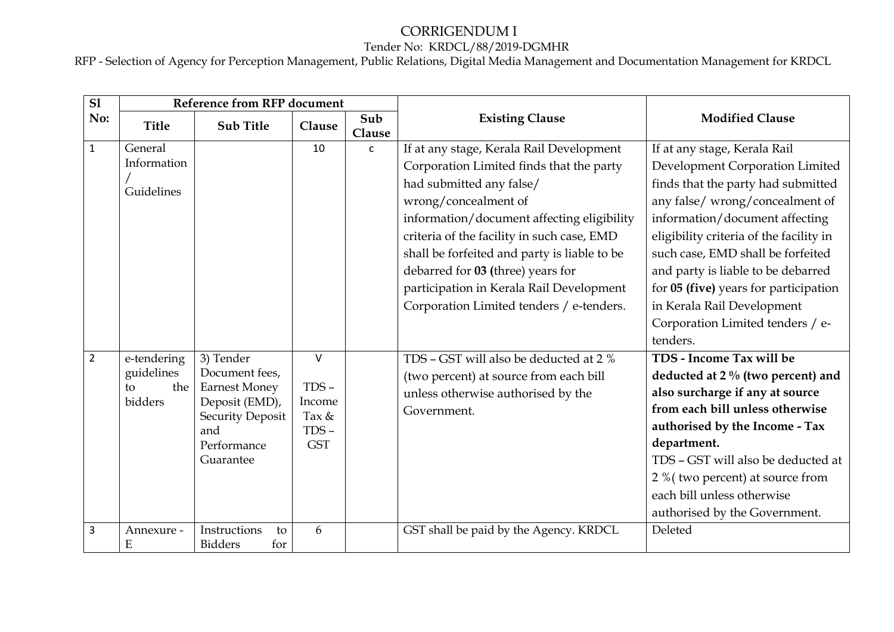# CORRIGENDUM I

Tender No: KRDCL/88/2019-DGMHR

RFP - Selection of Agency for Perception Management, Public Relations, Digital Media Management and Documentation Management for KRDCL

| Sl No: | Reference from RFP document | | | | Existing Clause | Modified Clause |
|---|---|---|---|---|---|---|
| | Title | Sub Title | Clause | Sub Clause | | |
| 1 | General Information / Guidelines | | 10 | c | If at any stage, Kerala Rail Development Corporation Limited finds that the party had submitted any false/ wrong/concealment of information/document affecting eligibility criteria of the facility in such case, EMD shall be forfeited and party is liable to be debarred for **03 (**three) years for participation in Kerala Rail Development Corporation Limited tenders / e-tenders. | If at any stage, Kerala Rail Development Corporation Limited finds that the party had submitted any false/ wrong/concealment of information/document affecting eligibility criteria of the facility in such case, EMD shall be forfeited and party is liable to be debarred for **05 (five)** years for participation in Kerala Rail Development Corporation Limited tenders / e-tenders. |
| 2 | e-tendering guidelines to the bidders | 3) Tender Document fees, Earnest Money Deposit (EMD), Security Deposit and Performance Guarantee | V<br>TDS – Income Tax & TDS – GST | | TDS – GST will also be deducted at 2 % (two percent) at source from each bill unless otherwise authorised by the Government. | **TDS - Income Tax will be deducted at 2 % (two percent) and also surcharge if any at source from each bill unless otherwise authorised by the Income - Tax department.**<br>TDS – GST will also be deducted at 2 %( two percent) at source from each bill unless otherwise authorised by the Government. |
| 3 | Annexure - E | Instructions to Bidders for | 6 | | GST shall be paid by the Agency. KRDCL | Deleted |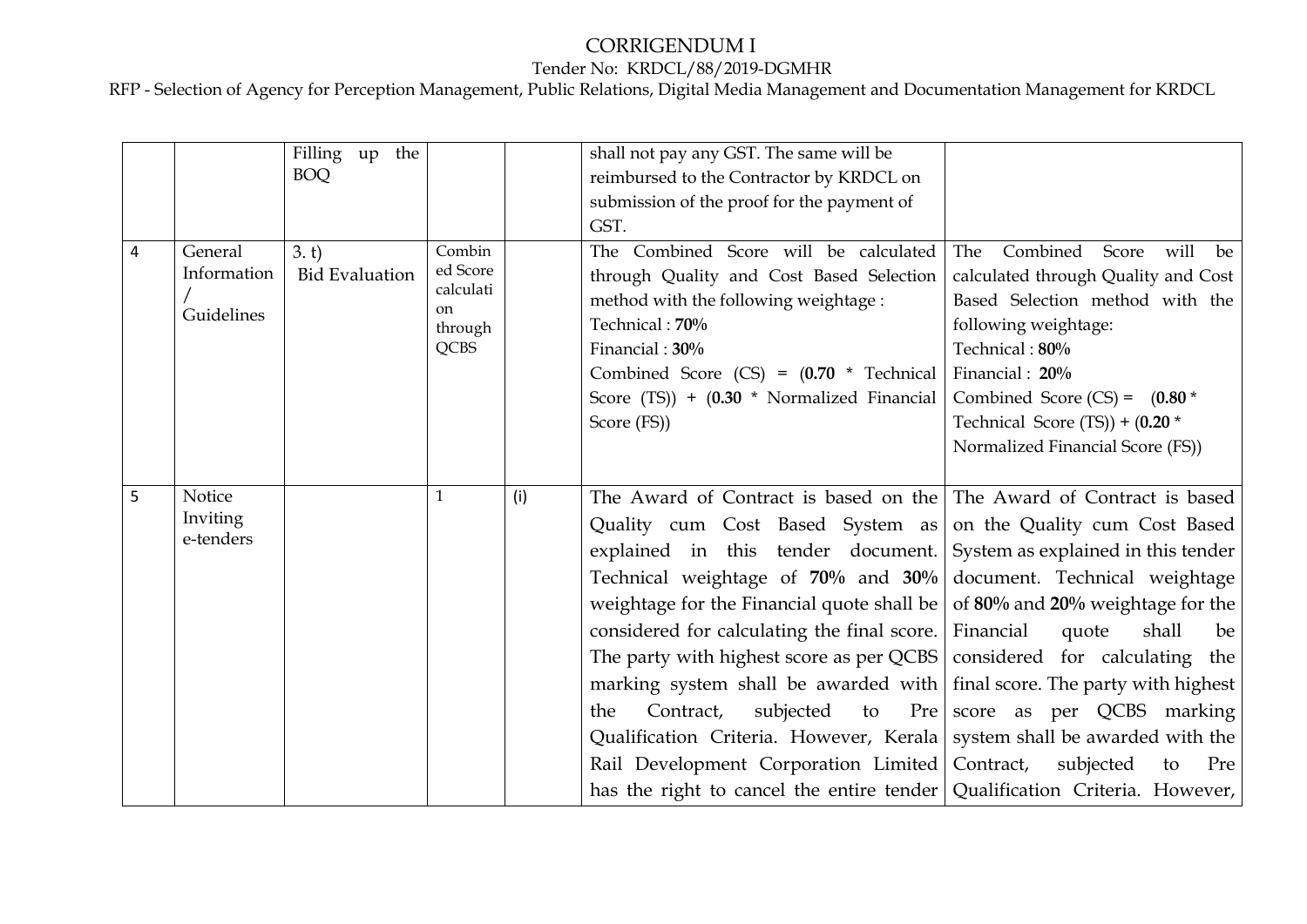# CORRIGENDUM I

Tender No: KRDCL/88/2019-DGMHR

RFP - Selection of Agency for Perception Management, Public Relations, Digital Media Management and Documentation Management for KRDCL

| | | | | | | |
|---|---|---|---|---|---|---|
| | | Filling up the BOQ | | | shall not pay any GST. The same will be reimbursed to the Contractor by KRDCL on submission of the proof for the payment of GST. | |
| 4 | General Information / Guidelines | 3. t) Bid Evaluation | Combined Score calculation through QCBS | | The Combined Score will be calculated through Quality and Cost Based Selection method with the following weightage :<br>Technical : **70%**<br>Financial : **30%**<br>Combined Score (CS) = (**0.70** * Technical Score (TS)) + (**0.30** * Normalized Financial Score (FS)) | The Combined Score will be calculated through Quality and Cost Based Selection method with the following weightage:<br>Technical : **80%**<br>Financial : **20%**<br>Combined Score (CS) = (**0.80** * Technical Score (TS)) + (**0.20** * Normalized Financial Score (FS)) |
| 5 | Notice Inviting e-tenders | | 1 | (i) | The Award of Contract is based on the Quality cum Cost Based System as explained in this tender document. Technical weightage of **70%** and **30%** weightage for the Financial quote shall be considered for calculating the final score. The party with highest score as per QCBS marking system shall be awarded with the Contract, subjected to Pre Qualification Criteria. However, Kerala Rail Development Corporation Limited has the right to cancel the entire tender | The Award of Contract is based on the Quality cum Cost Based System as explained in this tender document. Technical weightage of **80%** and **20%** weightage for the Financial quote shall be considered for calculating the final score. The party with highest score as per QCBS marking system shall be awarded with the Contract, subjected to Pre Qualification Criteria. However, |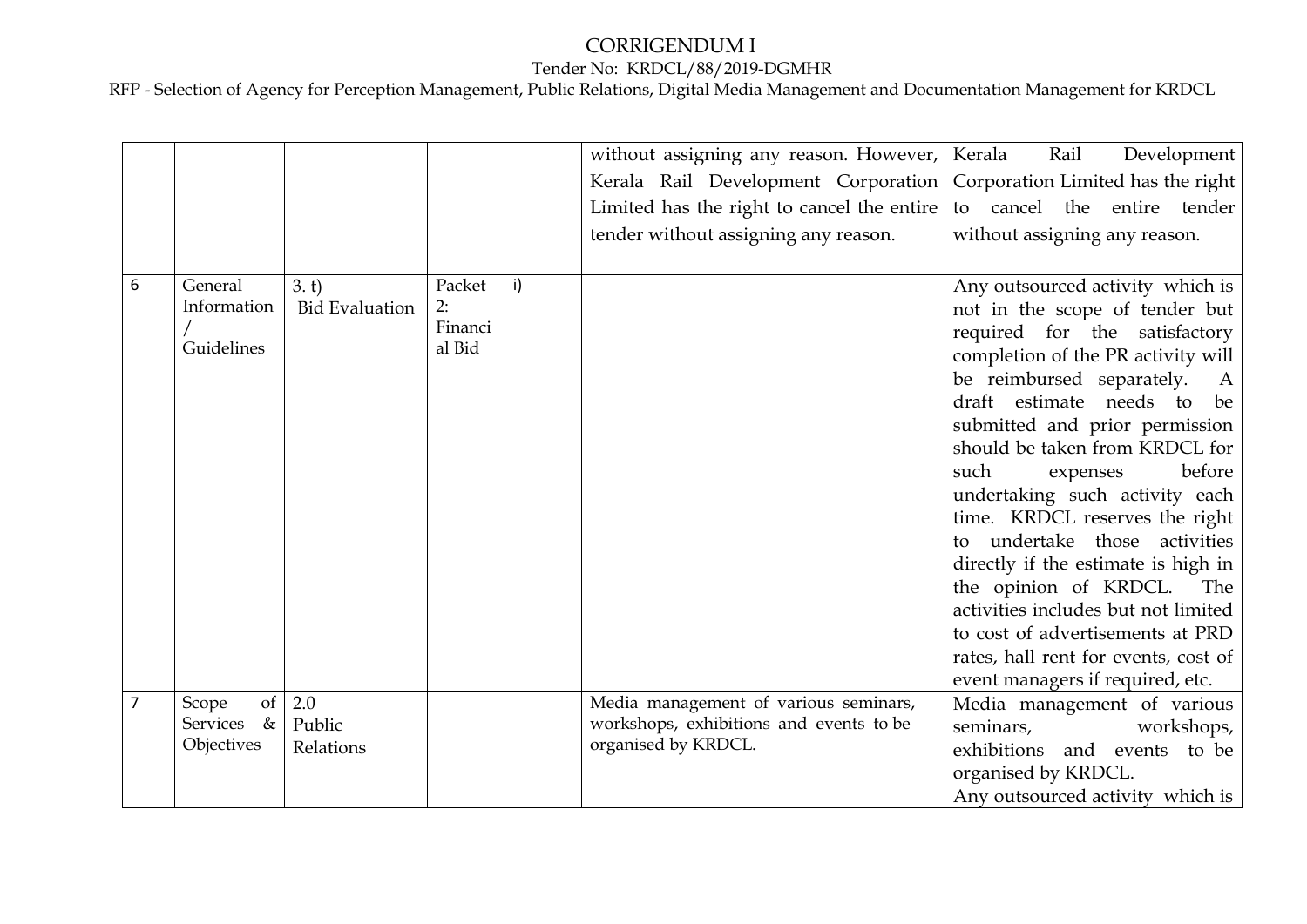# CORRIGENDUM I

Tender No: KRDCL/88/2019-DGMHR

RFP - Selection of Agency for Perception Management, Public Relations, Digital Media Management and Documentation Management for KRDCL

| | | | | | | |
|---|---|---|---|---|---|---|
| | | | | | without assigning any reason. However, Kerala Rail Development Corporation Limited has the right to cancel the entire tender without assigning any reason. | Kerala Rail Development Corporation Limited has the right to cancel the entire tender without assigning any reason. |
| 6 | General Information / Guidelines | 3. t) Bid Evaluation | Packet 2: Financial Bid | i) | | Any outsourced activity which is not in the scope of tender but required for the satisfactory completion of the PR activity will be reimbursed separately. A draft estimate needs to be submitted and prior permission should be taken from KRDCL for such expenses before undertaking such activity each time. KRDCL reserves the right to undertake those activities directly if the estimate is high in the opinion of KRDCL. The activities includes but not limited to cost of advertisements at PRD rates, hall rent for events, cost of event managers if required, etc. |
| 7 | Scope of Services & Objectives | 2.0 Public Relations | | | Media management of various seminars, workshops, exhibitions and events to be organised by KRDCL. | Media management of various seminars, workshops, exhibitions and events to be organised by KRDCL. Any outsourced activity which is |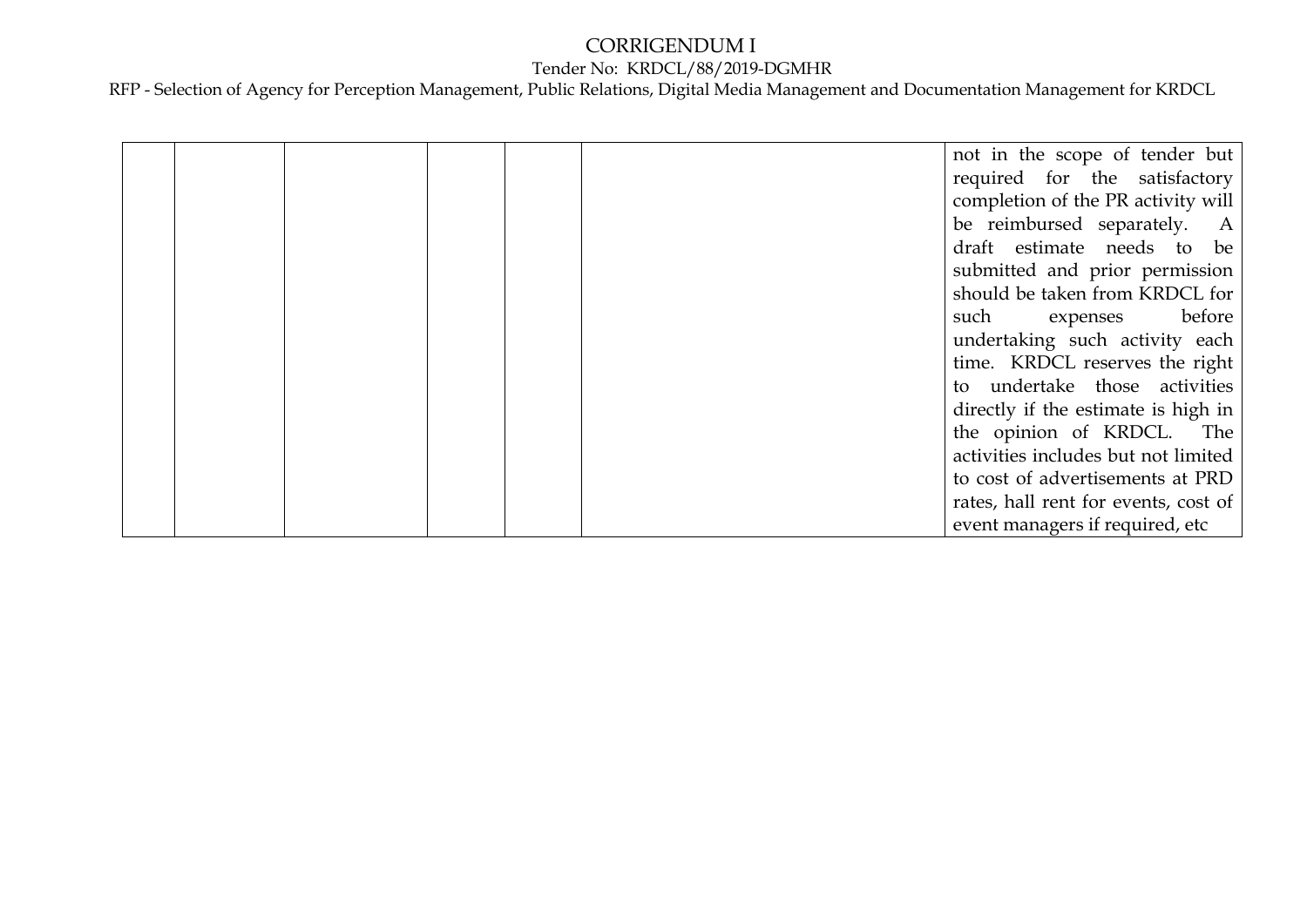# CORRIGENDUM I

Tender No: KRDCL/88/2019-DGMHR

RFP - Selection of Agency for Perception Management, Public Relations, Digital Media Management and Documentation Management for KRDCL

| | | | | | | |
|---|---|---|---|---|---|---|
| | | | | | | not in the scope of tender but required for the satisfactory completion of the PR activity will be reimbursed separately. A draft estimate needs to be submitted and prior permission should be taken from KRDCL for such expenses before undertaking such activity each time. KRDCL reserves the right to undertake those activities directly if the estimate is high in the opinion of KRDCL. The activities includes but not limited to cost of advertisements at PRD rates, hall rent for events, cost of event managers if required, etc |